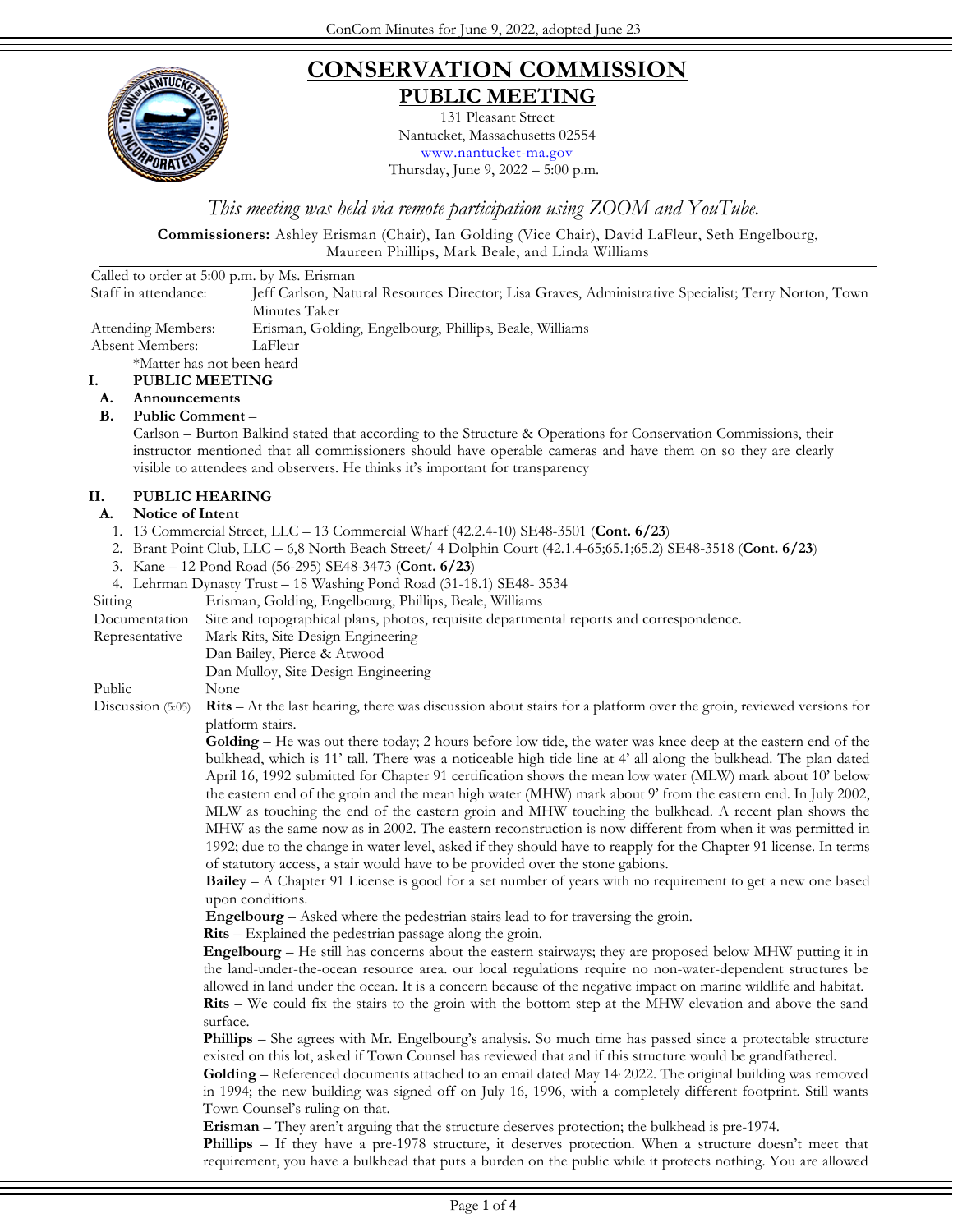# CONSERVATION COMMISSION

## PUBLIC MEETING

131 Pleasant Street
Nantucket, Massachusetts 02554
www.nantucket-ma.gov
Thursday, June 9, 2022 – 5:00 p.m.

*This meeting was held via remote participation using ZOOM and YouTube.*

**Commissioners:** Ashley Erisman (Chair), Ian Golding (Vice Chair), David LaFleur, Seth Engelbourg, Maureen Phillips, Mark Beale, and Linda Williams

Called to order at 5:00 p.m. by Ms. Erisman

| | |
|---|---|
| Staff in attendance: | Jeff Carlson, Natural Resources Director; Lisa Graves, Administrative Specialist; Terry Norton, Town Minutes Taker |
| Attending Members: | Erisman, Golding, Engelbourg, Phillips, Beale, Williams |
| Absent Members: | LaFleur |

*Matter has not been heard

**I. PUBLIC MEETING**

**A. Announcements**

**B. Public Comment** –

Carlson – Burton Balkind stated that according to the Structure & Operations for Conservation Commissions, their instructor mentioned that all commissioners should have operable cameras and have them on so they are clearly visible to attendees and observers. He thinks it's important for transparency

**II. PUBLIC HEARING**

**A. Notice of Intent**

1. 13 Commercial Street, LLC – 13 Commercial Wharf (42.2.4-10) SE48-3501 (**Cont. 6/23**)
2. Brant Point Club, LLC – 6,8 North Beach Street/ 4 Dolphin Court (42.1.4-65;65.1;65.2) SE48-3518 (**Cont. 6/23**)
3. Kane – 12 Pond Road (56-295) SE48-3473 (**Cont. 6/23**)
4. Lehrman Dynasty Trust – 18 Washing Pond Road (31-18.1) SE48- 3534

| | |
|---|---|
| Sitting | Erisman, Golding, Engelbourg, Phillips, Beale, Williams |
| Documentation | Site and topographical plans, photos, requisite departmental reports and correspondence. |
| Representative | Mark Rits, Site Design Engineering<br>Dan Bailey, Pierce & Atwood<br>Dan Mulloy, Site Design Engineering |
| Public | None |
| Discussion (5:05) | **Rits** – At the last hearing, there was discussion about stairs for a platform over the groin, reviewed versions for platform stairs.<br>**Golding** – He was out there today; 2 hours before low tide, the water was knee deep at the eastern end of the bulkhead, which is 11' tall. There was a noticeable high tide line at 4' all along the bulkhead. The plan dated April 16, 1992 submitted for Chapter 91 certification shows the mean low water (MLW) mark about 10' below the eastern end of the groin and the mean high water (MHW) mark about 9' from the eastern end. In July 2002, MLW as touching the end of the eastern groin and MHW touching the bulkhead. A recent plan shows the MHW as the same now as in 2002. The eastern reconstruction is now different from when it was permitted in 1992; due to the change in water level, asked if they should have to reapply for the Chapter 91 license. In terms of statutory access, a stair would have to be provided over the stone gabions.<br>**Bailey** – A Chapter 91 License is good for a set number of years with no requirement to get a new one based upon conditions.<br>**Engelbourg** – Asked where the pedestrian stairs lead to for traversing the groin.<br>**Rits** – Explained the pedestrian passage along the groin.<br>**Engelbourg** – He still has concerns about the eastern stairways; they are proposed below MHW putting it in the land-under-the-ocean resource area. our local regulations require no non-water-dependent structures be allowed in land under the ocean. It is a concern because of the negative impact on marine wildlife and habitat.<br>**Rits** – We could fix the stairs to the groin with the bottom step at the MHW elevation and above the sand surface.<br>**Phillips** – She agrees with Mr. Engelbourg's analysis. So much time has passed since a protectable structure existed on this lot, asked if Town Counsel has reviewed that and if this structure would be grandfathered.<br>**Golding** – Referenced documents attached to an email dated May 14, 2022. The original building was removed in 1994; the new building was signed off on July 16, 1996, with a completely different footprint. Still wants Town Counsel's ruling on that.<br>**Erisman** – They aren't arguing that the structure deserves protection; the bulkhead is pre-1974.<br>**Phillips** – If they have a pre-1978 structure, it deserves protection. When a structure doesn't meet that requirement, you have a bulkhead that puts a burden on the public while it protects nothing. You are allowed |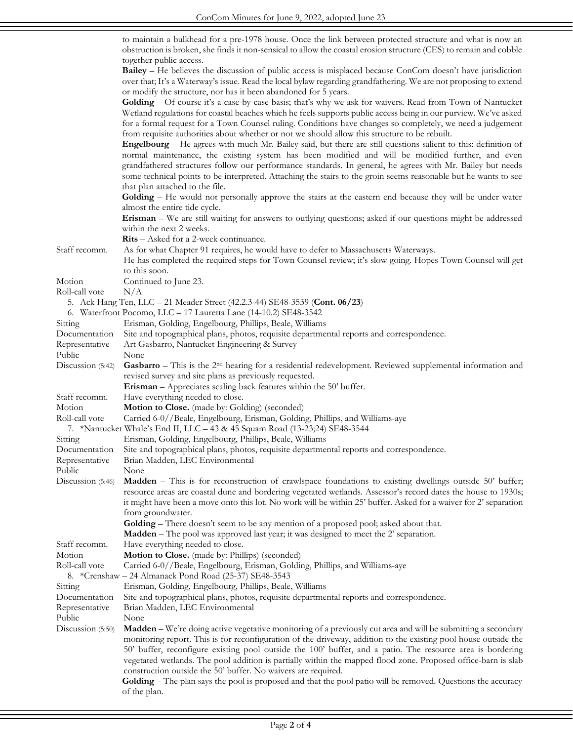to maintain a bulkhead for a pre-1978 house. Once the link between protected structure and what is now an obstruction is broken, she finds it non-sensical to allow the coastal erosion structure (CES) to remain and cobble together public access.

**Bailey** – He believes the discussion of public access is misplaced because ConCom doesn't have jurisdiction over that; It's a Waterway's issue. Read the local bylaw regarding grandfathering. We are not proposing to extend or modify the structure, nor has it been abandoned for 5 years.

**Golding** – Of course it's a case-by-case basis; that's why we ask for waivers. Read from Town of Nantucket Wetland regulations for coastal beaches which he feels supports public access being in our purview. We've asked for a formal request for a Town Counsel ruling. Conditions have changes so completely, we need a judgement from requisite authorities about whether or not we should allow this structure to be rebuilt.

**Engelbourg** – He agrees with much Mr. Bailey said, but there are still questions salient to this: definition of normal maintenance, the existing system has been modified and will be modified further, and even grandfathered structures follow our performance standards. In general, he agrees with Mr. Bailey but needs some technical points to be interpreted. Attaching the stairs to the groin seems reasonable but he wants to see that plan attached to the file.

**Golding** – He would not personally approve the stairs at the eastern end because they will be under water almost the entire tide cycle.

**Erisman** – We are still waiting for answers to outlying questions; asked if our questions might be addressed within the next 2 weeks.

**Rits** – Asked for a 2-week continuance.

Staff recomm. As for what Chapter 91 requires, he would have to defer to Massachusetts Waterways. He has completed the required steps for Town Counsel review; it's slow going. Hopes Town Counsel will get to this soon.

Motion Continued to June 23.

Roll-call vote N/A

5. Ack Hang Ten, LLC – 21 Meader Street (42.2.3-44) SE48-3539 (**Cont. 06/23**)
6. Waterfront Pocomo, LLC – 17 Lauretta Lane (14-10.2) SE48-3542

Sitting Erisman, Golding, Engelbourg, Phillips, Beale, Williams

Documentation Site and topographical plans, photos, requisite departmental reports and correspondence.

Representative Art Gasbarro, Nantucket Engineering & Survey

Public None

Discussion (5:42) **Gasbarro** – This is the 2nd hearing for a residential redevelopment. Reviewed supplemental information and revised survey and site plans as previously requested.

**Erisman** – Appreciates scaling back features within the 50' buffer.

Staff recomm. Have everything needed to close.

Motion **Motion to Close.** (made by: Golding) (seconded)

Roll-call vote Carried 6-0//Beale, Engelbourg, Erisman, Golding, Phillips, and Williams-aye

7. *Nantucket Whale's End II, LLC – 43 & 45 Squam Road (13-23;24) SE48-3544

Sitting Erisman, Golding, Engelbourg, Phillips, Beale, Williams

Documentation Site and topographical plans, photos, requisite departmental reports and correspondence.

Representative Brian Madden, LEC Environmental

Public None

Discussion (5:46) **Madden** – This is for reconstruction of crawlspace foundations to existing dwellings outside 50' buffer; resource areas are coastal dune and bordering vegetated wetlands. Assessor's record dates the house to 1930s; it might have been a move onto this lot. No work will be within 25' buffer. Asked for a waiver for 2' separation from groundwater.

**Golding** – There doesn't seem to be any mention of a proposed pool; asked about that.

**Madden** – The pool was approved last year; it was designed to meet the 2' separation.

Staff recomm. Have everything needed to close.

Motion **Motion to Close.** (made by: Phillips) (seconded)

Roll-call vote Carried 6-0//Beale, Engelbourg, Erisman, Golding, Phillips, and Williams-aye

8. *Crenshaw – 24 Almanack Pond Road (25-37) SE48-3543

Sitting Erisman, Golding, Engelbourg, Phillips, Beale, Williams

Documentation Site and topographical plans, photos, requisite departmental reports and correspondence.

Representative Brian Madden, LEC Environmental

Public None

Discussion (5:50) **Madden** – We're doing active vegetative monitoring of a previously cut area and will be submitting a secondary monitoring report. This is for reconfiguration of the driveway, addition to the existing pool house outside the 50' buffer, reconfigure existing pool outside the 100' buffer, and a patio. The resource area is bordering vegetated wetlands. The pool addition is partially within the mapped flood zone. Proposed office-barn is slab construction outside the 50' buffer. No waivers are required.

**Golding** – The plan says the pool is proposed and that the pool patio will be removed. Questions the accuracy of the plan.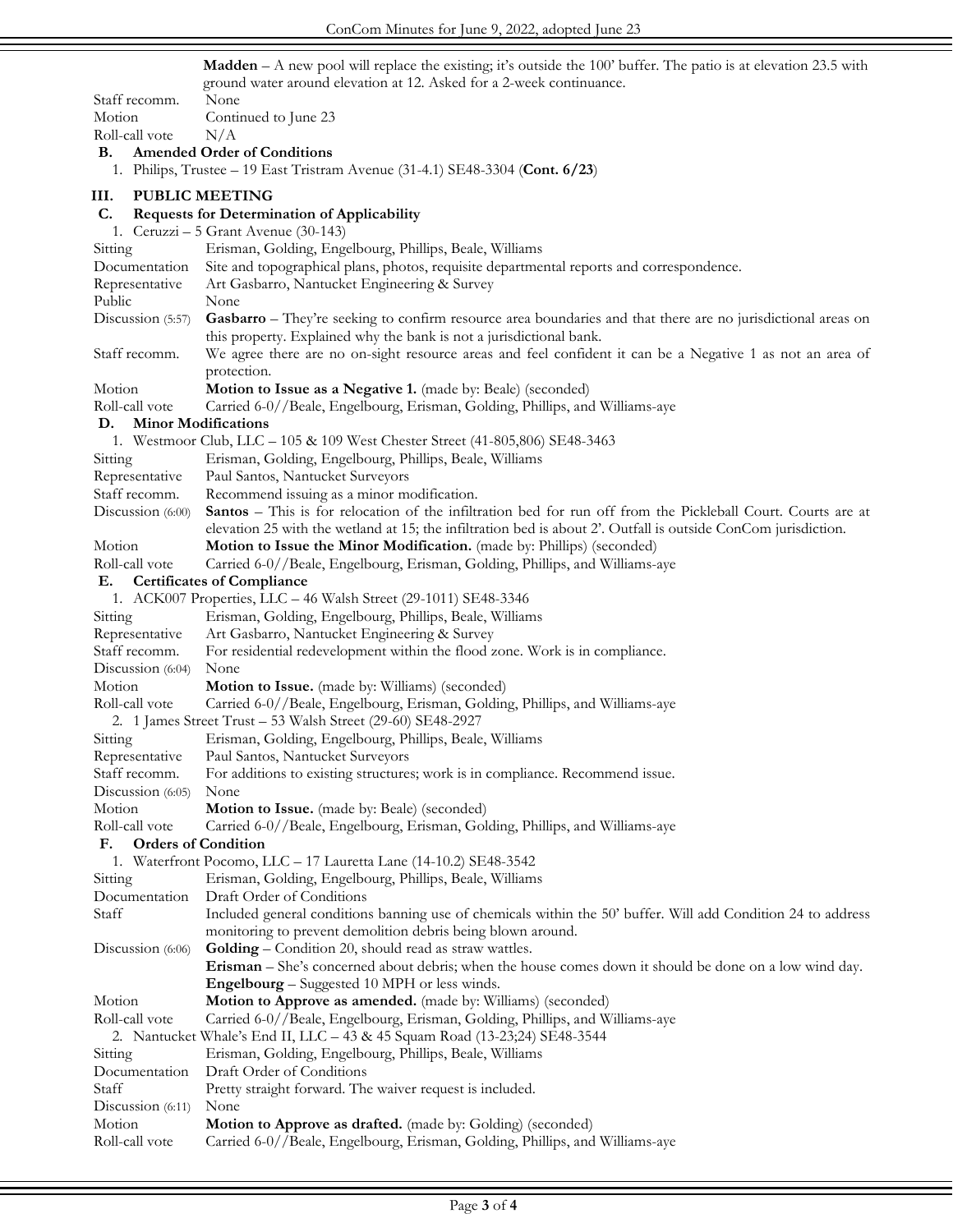**Madden** – A new pool will replace the existing; it's outside the 100' buffer. The patio is at elevation 23.5 with ground water around elevation at 12. Asked for a 2-week continuance.

| | |
|---|---|
| Staff recomm. | None |
| Motion | Continued to June 23 |
| Roll-call vote | N/A |

**B. Amended Order of Conditions**

1. Philips, Trustee – 19 East Tristram Avenue (31-4.1) SE48-3304 (**Cont. 6/23**)

## III. PUBLIC MEETING

**C. Requests for Determination of Applicability**

1. Ceruzzi – 5 Grant Avenue (30-143)

| | |
|---|---|
| Sitting | Erisman, Golding, Engelbourg, Phillips, Beale, Williams |
| Documentation | Site and topographical plans, photos, requisite departmental reports and correspondence. |
| Representative | Art Gasbarro, Nantucket Engineering & Survey |
| Public | None |
| Discussion (5:57) | **Gasbarro** – They're seeking to confirm resource area boundaries and that there are no jurisdictional areas on this property. Explained why the bank is not a jurisdictional bank. |
| Staff recomm. | We agree there are no on-sight resource areas and feel confident it can be a Negative 1 as not an area of protection. |
| Motion | **Motion to Issue as a Negative 1.** (made by: Beale) (seconded) |
| Roll-call vote | Carried 6-0//Beale, Engelbourg, Erisman, Golding, Phillips, and Williams-aye |

**D. Minor Modifications**

1. Westmoor Club, LLC – 105 & 109 West Chester Street (41-805,806) SE48-3463

| | |
|---|---|
| Sitting | Erisman, Golding, Engelbourg, Phillips, Beale, Williams |
| Representative | Paul Santos, Nantucket Surveyors |
| Staff recomm. | Recommend issuing as a minor modification. |
| Discussion (6:00) | **Santos** – This is for relocation of the infiltration bed for run off from the Pickleball Court. Courts are at elevation 25 with the wetland at 15; the infiltration bed is about 2'. Outfall is outside ConCom jurisdiction. |
| Motion | **Motion to Issue the Minor Modification.** (made by: Phillips) (seconded) |
| Roll-call vote | Carried 6-0//Beale, Engelbourg, Erisman, Golding, Phillips, and Williams-aye |

**E. Certificates of Compliance**

1. ACK007 Properties, LLC – 46 Walsh Street (29-1011) SE48-3346

| | |
|---|---|
| Sitting | Erisman, Golding, Engelbourg, Phillips, Beale, Williams |
| Representative | Art Gasbarro, Nantucket Engineering & Survey |
| Staff recomm. | For residential redevelopment within the flood zone. Work is in compliance. |
| Discussion (6:04) | None |
| Motion | **Motion to Issue.** (made by: Williams) (seconded) |
| Roll-call vote | Carried 6-0//Beale, Engelbourg, Erisman, Golding, Phillips, and Williams-aye |

2. 1 James Street Trust – 53 Walsh Street (29-60) SE48-2927

| | |
|---|---|
| Sitting | Erisman, Golding, Engelbourg, Phillips, Beale, Williams |
| Representative | Paul Santos, Nantucket Surveyors |
| Staff recomm. | For additions to existing structures; work is in compliance. Recommend issue. |
| Discussion (6:05) | None |
| Motion | **Motion to Issue.** (made by: Beale) (seconded) |
| Roll-call vote | Carried 6-0//Beale, Engelbourg, Erisman, Golding, Phillips, and Williams-aye |

**F. Orders of Condition**

1. Waterfront Pocomo, LLC – 17 Lauretta Lane (14-10.2) SE48-3542

| | |
|---|---|
| Sitting | Erisman, Golding, Engelbourg, Phillips, Beale, Williams |
| Documentation | Draft Order of Conditions |
| Staff | Included general conditions banning use of chemicals within the 50' buffer. Will add Condition 24 to address monitoring to prevent demolition debris being blown around. |
| Discussion (6:06) | **Golding** – Condition 20, should read as straw wattles.<br>**Erisman** – She's concerned about debris; when the house comes down it should be done on a low wind day.<br>**Engelbourg** – Suggested 10 MPH or less winds. |
| Motion | **Motion to Approve as amended.** (made by: Williams) (seconded) |
| Roll-call vote | Carried 6-0//Beale, Engelbourg, Erisman, Golding, Phillips, and Williams-aye |

2. Nantucket Whale's End II, LLC – 43 & 45 Squam Road (13-23;24) SE48-3544

| | |
|---|---|
| Sitting | Erisman, Golding, Engelbourg, Phillips, Beale, Williams |
| Documentation | Draft Order of Conditions |
| Staff | Pretty straight forward. The waiver request is included. |
| Discussion (6:11) | None |
| Motion | **Motion to Approve as drafted.** (made by: Golding) (seconded) |
| Roll-call vote | Carried 6-0//Beale, Engelbourg, Erisman, Golding, Phillips, and Williams-aye |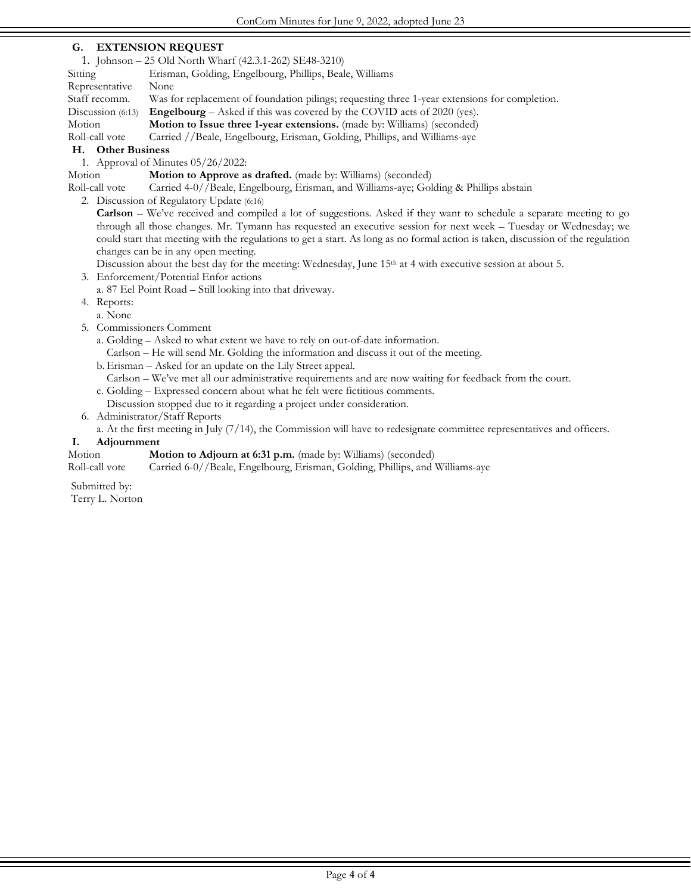**G. EXTENSION REQUEST**

1. Johnson – 25 Old North Wharf (42.3.1-262) SE48-3210)

Sitting Erisman, Golding, Engelbourg, Phillips, Beale, Williams
Representative None
Staff recomm. Was for replacement of foundation pilings; requesting three 1-year extensions for completion.
Discussion (6:13) **Engelbourg** – Asked if this was covered by the COVID acts of 2020 (yes).
Motion **Motion to Issue three 1-year extensions.** (made by: Williams) (seconded)
Roll-call vote Carried //Beale, Engelbourg, Erisman, Golding, Phillips, and Williams-aye

**H. Other Business**

1. Approval of Minutes 05/26/2022:

Motion **Motion to Approve as drafted.** (made by: Williams) (seconded)
Roll-call vote Carried 4-0//Beale, Engelbourg, Erisman, and Williams-aye; Golding & Phillips abstain

2. Discussion of Regulatory Update (6:16)

   **Carlson** – We've received and compiled a lot of suggestions. Asked if they want to schedule a separate meeting to go through all those changes. Mr. Tymann has requested an executive session for next week – Tuesday or Wednesday; we could start that meeting with the regulations to get a start. As long as no formal action is taken, discussion of the regulation changes can be in any open meeting.

   Discussion about the best day for the meeting: Wednesday, June 15th at 4 with executive session at about 5.

3. Enforcement/Potential Enfor actions
   a. 87 Eel Point Road – Still looking into that driveway.
4. Reports:
   a. None
5. Commissioners Comment
   a. Golding – Asked to what extent we have to rely on out-of-date information.
      Carlson – He will send Mr. Golding the information and discuss it out of the meeting.
   b. Erisman – Asked for an update on the Lily Street appeal.
      Carlson – We've met all our administrative requirements and are now waiting for feedback from the court.
   c. Golding – Expressed concern about what he felt were fictitious comments.
      Discussion stopped due to it regarding a project under consideration.
6. Administrator/Staff Reports
   a. At the first meeting in July (7/14), the Commission will have to redesignate committee representatives and officers.

**I. Adjournment**

Motion **Motion to Adjourn at 6:31 p.m.** (made by: Williams) (seconded)
Roll-call vote Carried 6-0//Beale, Engelbourg, Erisman, Golding, Phillips, and Williams-aye

Submitted by:
Terry L. Norton